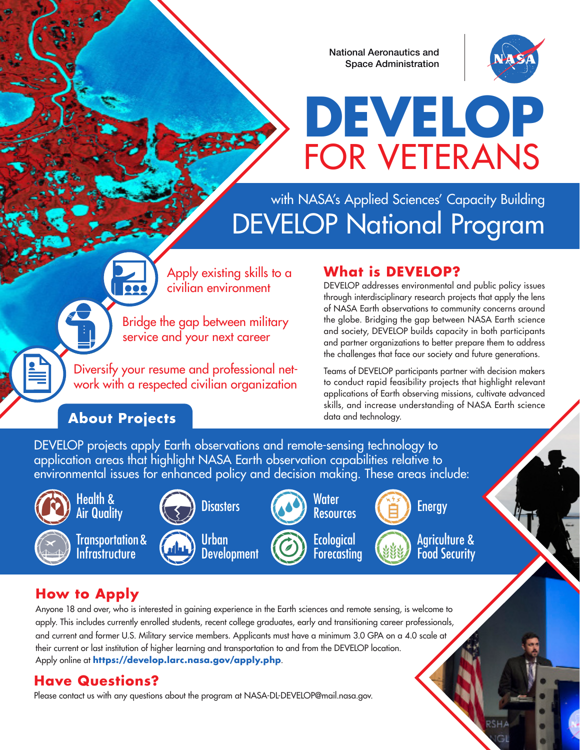National Aeronautics and Space Administration

# DEVELOP FOR VETERANS

with NASA's Applied Sciences' Capacity Building

## DEVELOP National Program

- Apply existing skills to a civilian environment
- Bridge the gap between military service and your next career
- Diversify your resume and professional network with a respected civilian organization

## What is DEVELOP?

DEVELOP addresses environmental and public policy issues through interdisciplinary research projects that apply the lens of NASA Earth observations to community concerns around the globe. Bridging the gap between NASA Earth science and society, DEVELOP builds capacity in both participants and partner organizations to better prepare them to address the challenges that face our society and future generations.

Teams of DEVELOP participants partner with decision makers to conduct rapid feasibility projects that highlight relevant applications of Earth observing missions, cultivate advanced skills, and increase understanding of NASA Earth science data and technology.

## About Projects

DEVELOP projects apply Earth observations and remote-sensing technology to application areas that highlight NASA Earth observation capabilities relative to environmental issues for enhanced policy and decision making. These areas include:

- Health & Air Quality
- Disasters
- Water Resources
- Energy
- Transportation & Infrastructure
- Urban Development
- Ecological Forecasting
- Agriculture & Food Security

## How to Apply

Anyone 18 and over, who is interested in gaining experience in the Earth sciences and remote sensing, is welcome to apply. This includes currently enrolled students, recent college graduates, early and transitioning career professionals, and current and former U.S. Military service members. Applicants must have a minimum 3.0 GPA on a 4.0 scale at their current or last institution of higher learning and transportation to and from the DEVELOP location. Apply online at **https://develop.larc.nasa.gov/apply.php**.

## Have Questions?

Please contact us with any questions about the program at NASA-DL-DEVELOP@mail.nasa.gov.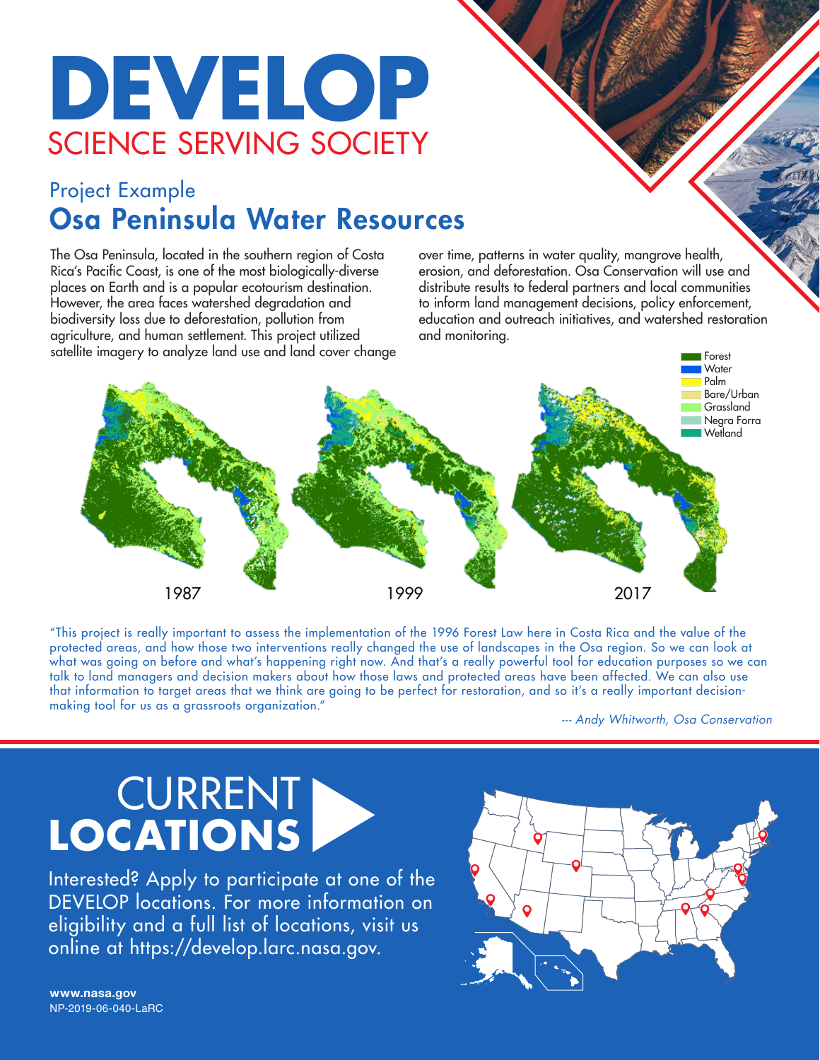# DEVELOP

## SCIENCE SERVING SOCIETY

### Project Example

## Osa Peninsula Water Resources

The Osa Peninsula, located in the southern region of Costa Rica's Pacific Coast, is one of the most biologically-diverse places on Earth and is a popular ecotourism destination. However, the area faces watershed degradation and biodiversity loss due to deforestation, pollution from agriculture, and human settlement. This project utilized satellite imagery to analyze land use and land cover change over time, patterns in water quality, mangrove health, erosion, and deforestation. Osa Conservation will use and distribute results to federal partners and local communities to inform land management decisions, policy enforcement, education and outreach initiatives, and watershed restoration and monitoring.

Forest
Water
Palm
Bare/Urban
Grassland
Negra Forra
Wetland

1987
1999
2017

"This project is really important to assess the implementation of the 1996 Forest Law here in Costa Rica and the value of the protected areas, and how those two interventions really changed the use of landscapes in the Osa region. So we can look at what was going on before and what's happening right now. And that's a really powerful tool for education purposes so we can talk to land managers and decision makers about how those laws and protected areas have been affected. We can also use that information to target areas that we think are going to be perfect for restoration, and so it's a really important decision-making tool for us as a grassroots organization."

*--- Andy Whitworth, Osa Conservation*

## CURRENT **LOCATIONS**

Interested? Apply to participate at one of the DEVELOP locations. For more information on eligibility and a full list of locations, visit us online at https://develop.larc.nasa.gov.

**www.nasa.gov**
NP-2019-06-040-LaRC